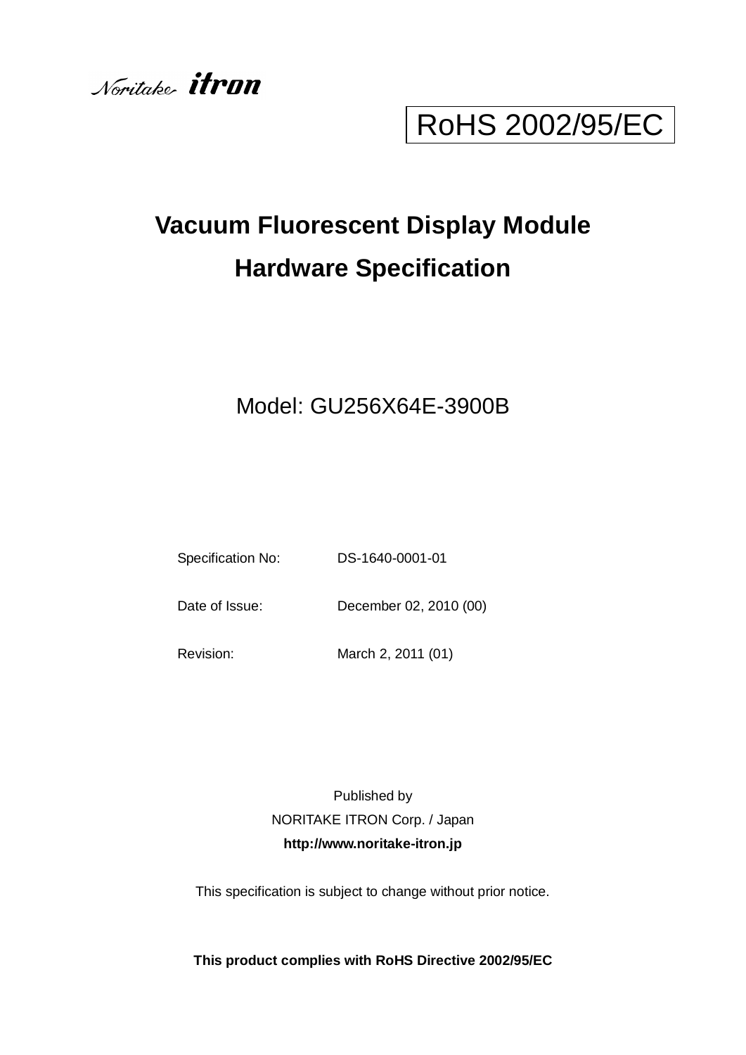Noritake itron

RoHS 2002/95/EC

# Vacuum Fluorescent Display Module
# Hardware Specification

Model: GU256X64E-3900B

| | |
|---|---|
| Specification No: | DS-1640-0001-01 |
| Date of Issue: | December 02, 2010 (00) |
| Revision: | March 2, 2011 (01) |

Published by
NORITAKE ITRON Corp. / Japan
**http://www.noritake-itron.jp**

This specification is subject to change without prior notice.

**This product complies with RoHS Directive 2002/95/EC**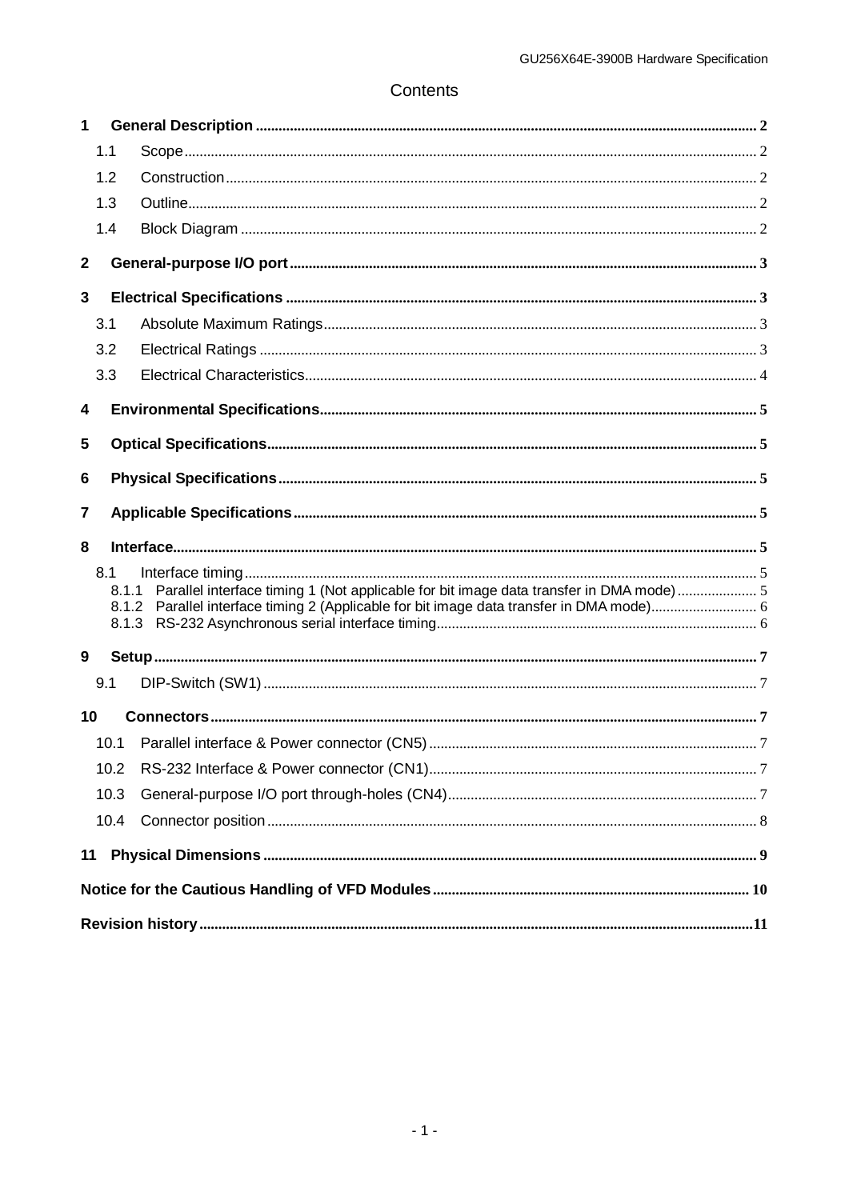# Contents

- **1 General Description** .... 2
  - 1.1 Scope .... 2
  - 1.2 Construction .... 2
  - 1.3 Outline .... 2
  - 1.4 Block Diagram .... 2
- **2 General-purpose I/O port** .... 3
- **3 Electrical Specifications** .... 3
  - 3.1 Absolute Maximum Ratings .... 3
  - 3.2 Electrical Ratings .... 3
  - 3.3 Electrical Characteristics .... 4
- **4 Environmental Specifications** .... 5
- **5 Optical Specifications** .... 5
- **6 Physical Specifications** .... 5
- **7 Applicable Specifications** .... 5
- **8 Interface** .... 5
  - 8.1 Interface timing .... 5
    - 8.1.1 Parallel interface timing 1 (Not applicable for bit image data transfer in DMA mode) .... 5
    - 8.1.2 Parallel interface timing 2 (Applicable for bit image data transfer in DMA mode) .... 6
    - 8.1.3 RS-232 Asynchronous serial interface timing .... 6
- **9 Setup** .... 7
  - 9.1 DIP-Switch (SW1) .... 7
- **10 Connectors** .... 7
  - 10.1 Parallel interface & Power connector (CN5) .... 7
  - 10.2 RS-232 Interface & Power connector (CN1) .... 7
  - 10.3 General-purpose I/O port through-holes (CN4) .... 7
  - 10.4 Connector position .... 8
- **11 Physical Dimensions** .... 9
- **Notice for the Cautious Handling of VFD Modules** .... 10
- **Revision history** .... 11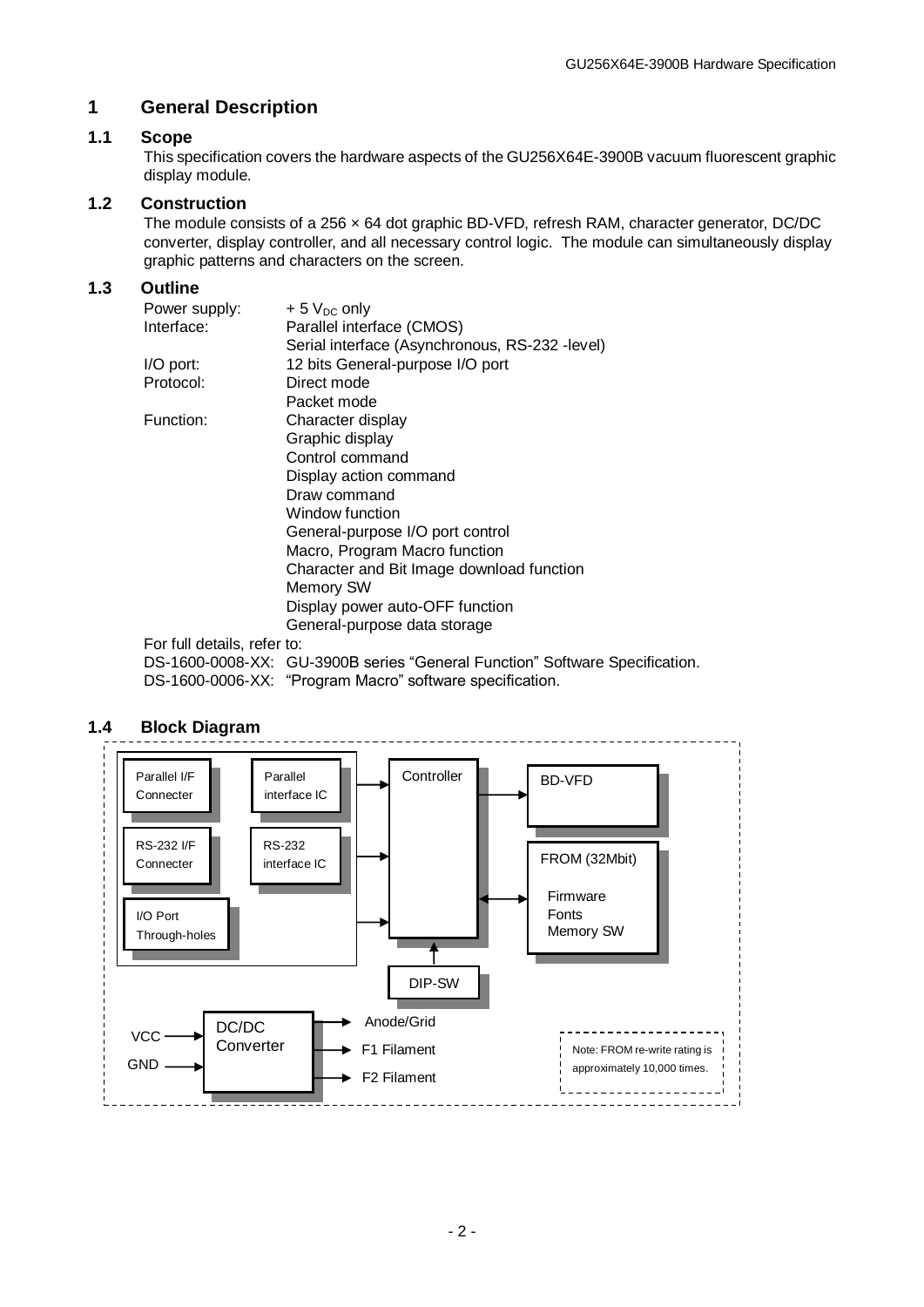# 1 General Description

## 1.1 Scope

This specification covers the hardware aspects of the GU256X64E-3900B vacuum fluorescent graphic display module.

## 1.2 Construction

The module consists of a 256 × 64 dot graphic BD-VFD, refresh RAM, character generator, DC/DC converter, display controller, and all necessary control logic. The module can simultaneously display graphic patterns and characters on the screen.

## 1.3 Outline

| | |
|---|---|
| Power supply: | + 5 $V_{DC}$ only |
| Interface: | Parallel interface (CMOS) |
| | Serial interface (Asynchronous, RS-232 -level) |
| I/O port: | 12 bits General-purpose I/O port |
| Protocol: | Direct mode |
| | Packet mode |
| Function: | Character display |
| | Graphic display |
| | Control command |
| | Display action command |
| | Draw command |
| | Window function |
| | General-purpose I/O port control |
| | Macro, Program Macro function |
| | Character and Bit Image download function |
| | Memory SW |
| | Display power auto-OFF function |
| | General-purpose data storage |

For full details, refer to:

DS-1600-0008-XX: GU-3900B series “General Function” Software Specification.

DS-1600-0006-XX: “Program Macro” software specification.

## 1.4 Block Diagram

Parallel I/F Connecter → Parallel interface IC → Controller

RS-232 I/F Connecter → RS-232 interface IC → Controller

I/O Port Through-holes → Controller

Controller → BD-VFD

Controller ↔ FROM (32Mbit): Firmware, Fonts, Memory SW

DIP-SW → Controller

VCC, GND → DC/DC Converter → Anode/Grid, F1 Filament, F2 Filament

Note: FROM re-write rating is approximately 10,000 times.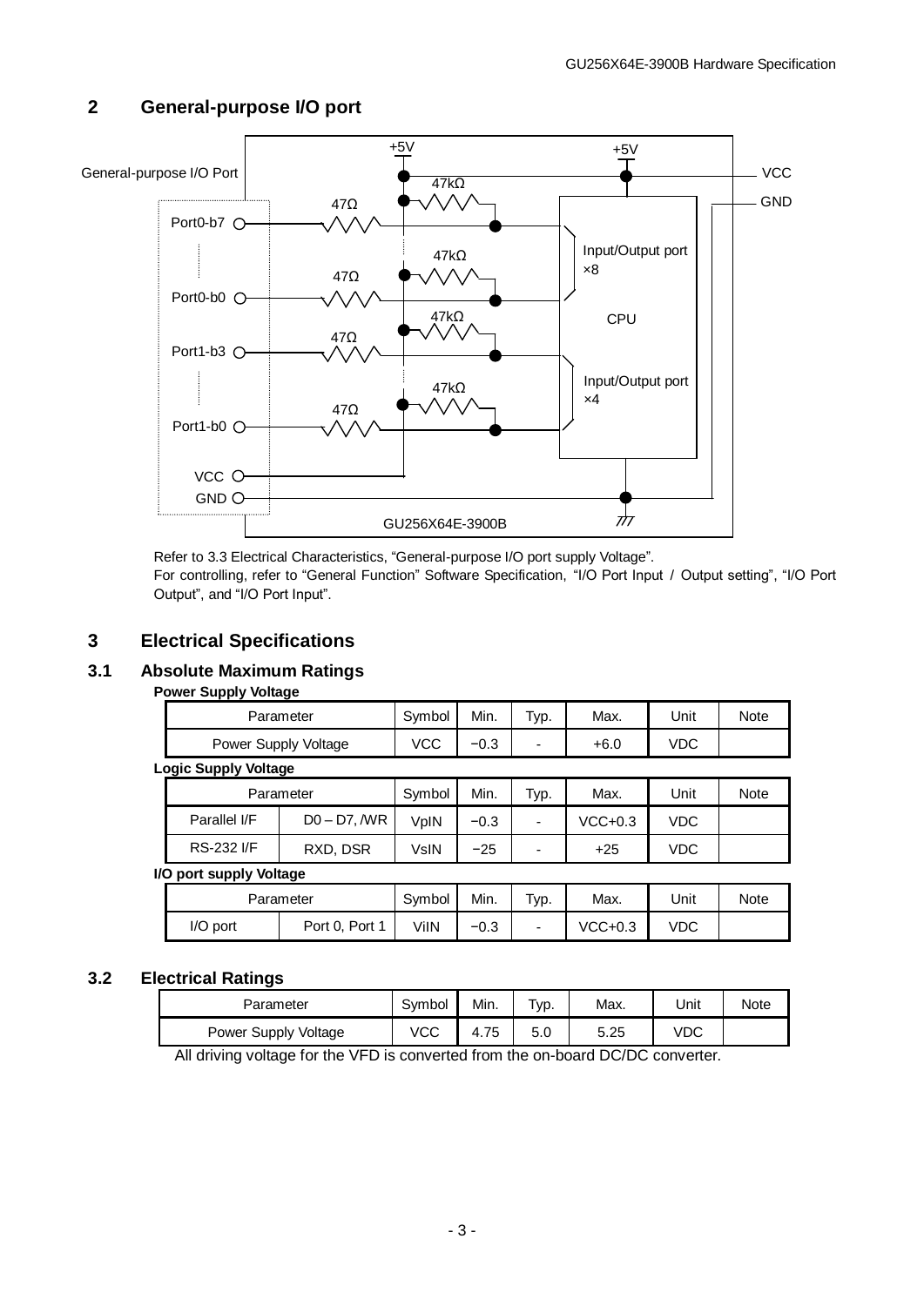## 2 General-purpose I/O port

Refer to 3.3 Electrical Characteristics, "General-purpose I/O port supply Voltage".
For controlling, refer to "General Function" Software Specification, "I/O Port Input / Output setting", "I/O Port Output", and "I/O Port Input".

## 3 Electrical Specifications

### 3.1 Absolute Maximum Ratings

**Power Supply Voltage**

| Parameter | Symbol | Min. | Typ. | Max. | Unit | Note |
|---|---|---|---|---|---|---|
| Power Supply Voltage | VCC | −0.3 | - | +6.0 | VDC | |

**Logic Supply Voltage**

| Parameter | | Symbol | Min. | Typ. | Max. | Unit | Note |
|---|---|---|---|---|---|---|---|
| Parallel I/F | D0 – D7, /WR | VpIN | −0.3 | - | VCC+0.3 | VDC | |
| RS-232 I/F | RXD, DSR | VsIN | −25 | - | +25 | VDC | |

**I/O port supply Voltage**

| Parameter | | Symbol | Min. | Typ. | Max. | Unit | Note |
|---|---|---|---|---|---|---|---|
| I/O port | Port 0, Port 1 | ViIN | −0.3 | - | VCC+0.3 | VDC | |

### 3.2 Electrical Ratings

| Parameter | Symbol | Min. | Typ. | Max. | Unit | Note |
|---|---|---|---|---|---|---|
| Power Supply Voltage | VCC | 4.75 | 5.0 | 5.25 | VDC | |

All driving voltage for the VFD is converted from the on-board DC/DC converter.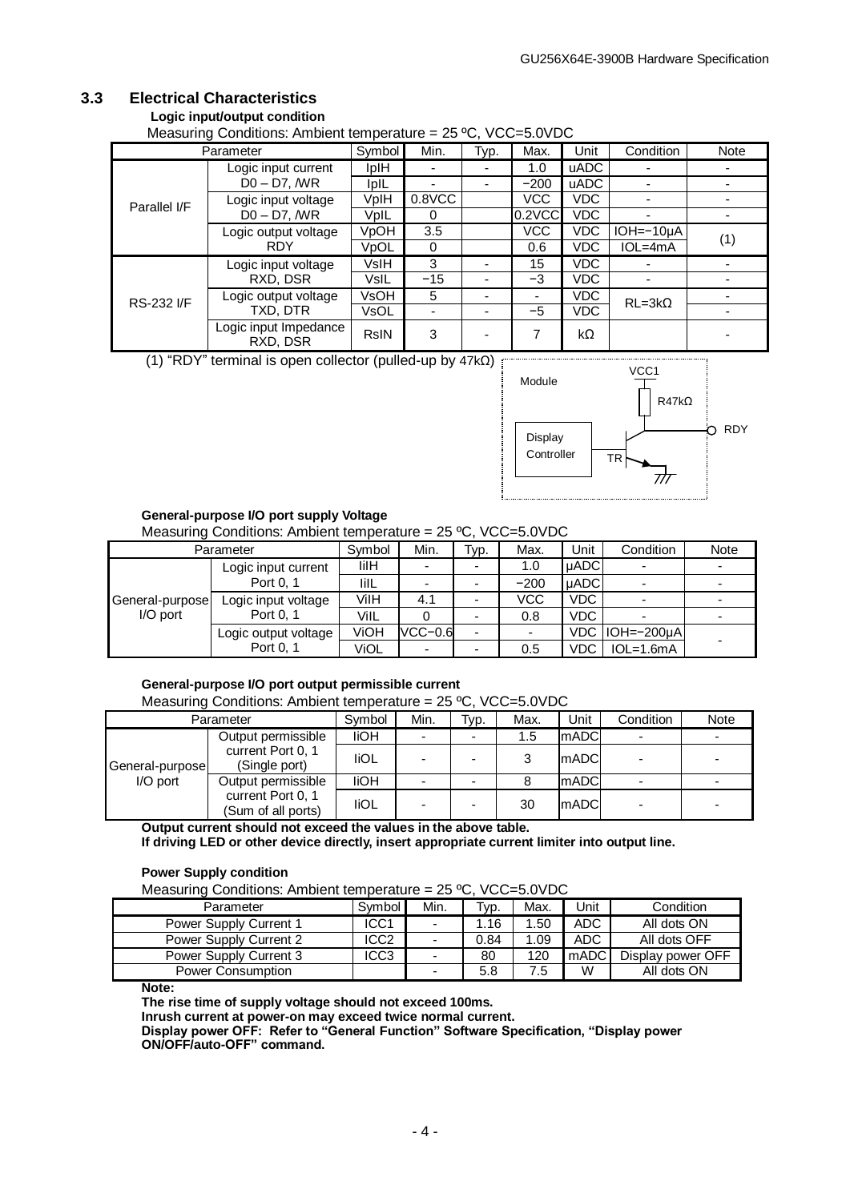## 3.3 Electrical Characteristics

**Logic input/output condition**

Measuring Conditions: Ambient temperature = 25 ºC, VCC=5.0VDC

| Parameter | | Symbol | Min. | Typ. | Max. | Unit | Condition | Note |
|---|---|---|---|---|---|---|---|---|
| Parallel I/F | Logic input current D0 – D7, /WR | IpIH | - | - | 1.0 | uADC | - | - |
| | | IpIL | - | - | −200 | uADC | - | - |
| | Logic input voltage D0 – D7, /WR | VpIH | 0.8VCC | | VCC | VDC | - | - |
| | | VpIL | 0 | | 0.2VCC | VDC | - | - |
| | Logic output voltage RDY | VpOH | 3.5 | | VCC | VDC | IOH=−10μA | (1) |
| | | VpOL | 0 | | 0.6 | VDC | IOL=4mA | |
| RS-232 I/F | Logic input voltage RXD, DSR | VsIH | 3 | - | 15 | VDC | - | - |
| | | VsIL | −15 | - | −3 | VDC | - | - |
| | Logic output voltage TXD, DTR | VsOH | 5 | - | - | VDC | RL=3kΩ | - |
| | | VsOL | - | - | −5 | VDC | | - |
| | Logic input Impedance RXD, DSR | RsIN | 3 | - | 7 | kΩ | | - |

(1) "RDY" terminal is open collector (pulled-up by 47kΩ)

Module: Display Controller — TR — RDY; VCC1 — R47kΩ

**General-purpose I/O port supply Voltage**

Measuring Conditions: Ambient temperature = 25 ºC, VCC=5.0VDC

| Parameter | | Symbol | Min. | Typ. | Max. | Unit | Condition | Note |
|---|---|---|---|---|---|---|---|---|
| General-purpose I/O port | Logic input current Port 0, 1 | IiIH | - | - | 1.0 | μADC | - | - |
| | | IiIL | - | - | −200 | μADC | - | - |
| | Logic input voltage Port 0, 1 | ViIH | 4.1 | - | VCC | VDC | - | - |
| | | ViIL | 0 | - | 0.8 | VDC | - | - |
| | Logic output voltage Port 0, 1 | ViOH | VCC−0.6 | - | - | VDC | IOH=−200μA | - |
| | | ViOL | - | - | 0.5 | VDC | IOL=1.6mA | |

**General-purpose I/O port output permissible current**

Measuring Conditions: Ambient temperature = 25 ºC, VCC=5.0VDC

| Parameter | | Symbol | Min. | Typ. | Max. | Unit | Condition | Note |
|---|---|---|---|---|---|---|---|---|
| General-purpose I/O port | Output permissible current Port 0, 1 (Single port) | IiOH | - | - | 1.5 | mADC | - | - |
| | | IiOL | - | - | 3 | mADC | - | - |
| | Output permissible current Port 0, 1 (Sum of all ports) | IiOH | - | - | 8 | mADC | - | - |
| | | IiOL | - | - | 30 | mADC | - | - |

**Output current should not exceed the values in the above table.**
**If driving LED or other device directly, insert appropriate current limiter into output line.**

**Power Supply condition**

Measuring Conditions: Ambient temperature = 25 ºC, VCC=5.0VDC

| Parameter | Symbol | Min. | Typ. | Max. | Unit | Condition |
|---|---|---|---|---|---|---|
| Power Supply Current 1 | ICC1 | - | 1.16 | 1.50 | ADC | All dots ON |
| Power Supply Current 2 | ICC2 | - | 0.84 | 1.09 | ADC | All dots OFF |
| Power Supply Current 3 | ICC3 | - | 80 | 120 | mADC | Display power OFF |
| Power Consumption | | - | 5.8 | 7.5 | W | All dots ON |

**Note:**
**The rise time of supply voltage should not exceed 100ms.**
**Inrush current at power-on may exceed twice normal current.**
**Display power OFF: Refer to "General Function" Software Specification, "Display power ON/OFF/auto-OFF" command.**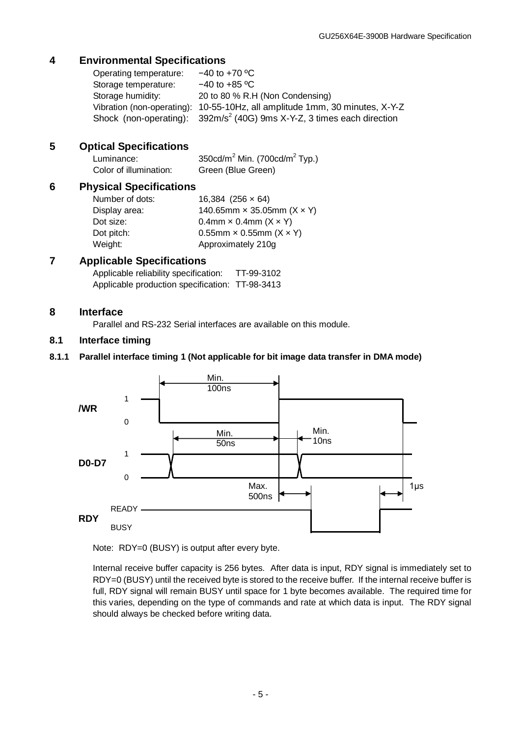## 4 Environmental Specifications

Operating temperature: −40 to +70 ºC
Storage temperature: −40 to +85 ºC
Storage humidity: 20 to 80 % R.H (Non Condensing)
Vibration (non-operating): 10-55-10Hz, all amplitude 1mm, 30 minutes, X-Y-Z
Shock (non-operating): $392m/s^2$ (40G) 9ms X-Y-Z, 3 times each direction

## 5 Optical Specifications

Luminance: $350cd/m^2$ Min. ($700cd/m^2$ Typ.)
Color of illumination: Green (Blue Green)

## 6 Physical Specifications

Number of dots: 16,384 (256 × 64)
Display area: 140.65mm × 35.05mm (X × Y)
Dot size: 0.4mm × 0.4mm (X × Y)
Dot pitch: 0.55mm × 0.55mm (X × Y)
Weight: Approximately 210g

## 7 Applicable Specifications

Applicable reliability specification: TT-99-3102
Applicable production specification: TT-98-3413

## 8 Interface

Parallel and RS-232 Serial interfaces are available on this module.

### 8.1 Interface timing

#### 8.1.1 Parallel interface timing 1 (Not applicable for bit image data transfer in DMA mode)

/WR: low pulse width Min. 100ns
D0-D7: data setup before /WR rising edge Min. 50ns; data hold after /WR rising edge Min. 10ns
RDY: READY → BUSY Max. 500ns after /WR rising edge; 1µs from RDY returning to READY to next /WR

Note: RDY=0 (BUSY) is output after every byte.

Internal receive buffer capacity is 256 bytes. After data is input, RDY signal is immediately set to RDY=0 (BUSY) until the received byte is stored to the receive buffer. If the internal receive buffer is full, RDY signal will remain BUSY until space for 1 byte becomes available. The required time for this varies, depending on the type of commands and rate at which data is input. The RDY signal should always be checked before writing data.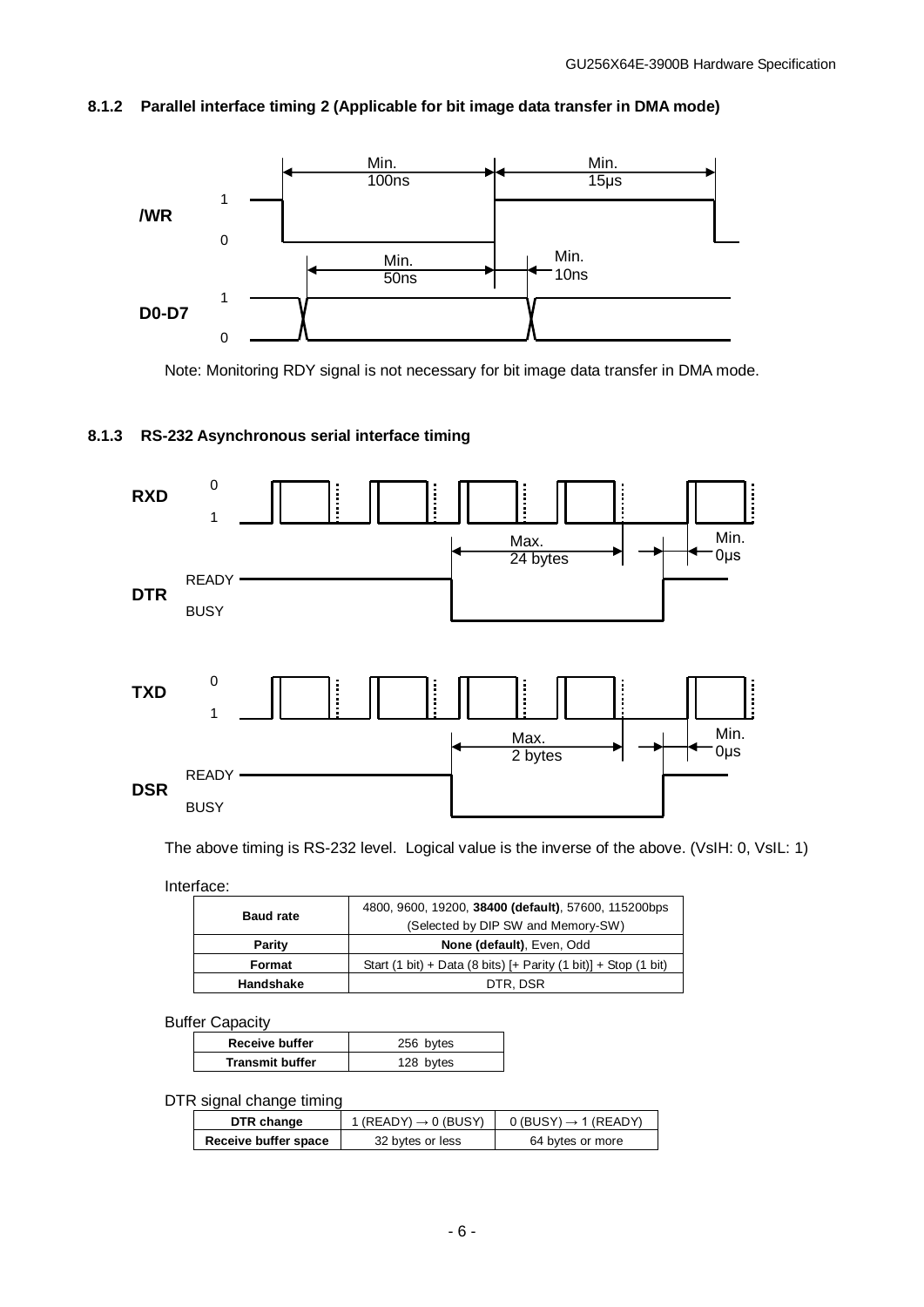### 8.1.2 Parallel interface timing 2 (Applicable for bit image data transfer in DMA mode)

Note: Monitoring RDY signal is not necessary for bit image data transfer in DMA mode.

### 8.1.3 RS-232 Asynchronous serial interface timing

The above timing is RS-232 level. Logical value is the inverse of the above. (VsIH: 0, VsIL: 1)

Interface:

| Baud rate | 4800, 9600, 19200, **38400 (default)**, 57600, 115200bps (Selected by DIP SW and Memory-SW) |
|---|---|
| **Parity** | **None (default)**, Even, Odd |
| **Format** | Start (1 bit) + Data (8 bits) [+ Parity (1 bit)] + Stop (1 bit) |
| **Handshake** | DTR, DSR |

Buffer Capacity

| Receive buffer | 256 bytes |
|---|---|
| **Transmit buffer** | 128 bytes |

DTR signal change timing

| DTR change | 1 (READY) → 0 (BUSY) | 0 (BUSY) → 1 (READY) |
|---|---|---|
| **Receive buffer space** | 32 bytes or less | 64 bytes or more |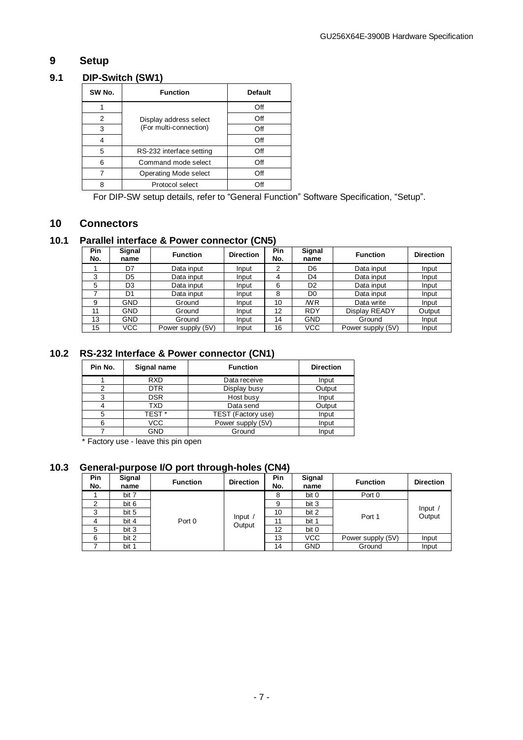# 9 Setup

## 9.1 DIP-Switch (SW1)

| SW No. | Function | Default |
|---|---|---|
| 1 | Display address select (For multi-connection) | Off |
| 2 | | Off |
| 3 | | Off |
| 4 | | Off |
| 5 | RS-232 interface setting | Off |
| 6 | Command mode select | Off |
| 7 | Operating Mode select | Off |
| 8 | Protocol select | Off |

For DIP-SW setup details, refer to "General Function" Software Specification, "Setup".

# 10 Connectors

## 10.1 Parallel interface & Power connector (CN5)

| Pin No. | Signal name | Function | Direction | Pin No. | Signal name | Function | Direction |
|---|---|---|---|---|---|---|---|
| 1 | D7 | Data input | Input | 2 | D6 | Data input | Input |
| 3 | D5 | Data input | Input | 4 | D4 | Data input | Input |
| 5 | D3 | Data input | Input | 6 | D2 | Data input | Input |
| 7 | D1 | Data input | Input | 8 | D0 | Data input | Input |
| 9 | GND | Ground | Input | 10 | /WR | Data write | Input |
| 11 | GND | Ground | Input | 12 | RDY | Display READY | Output |
| 13 | GND | Ground | Input | 14 | GND | Ground | Input |
| 15 | VCC | Power supply (5V) | Input | 16 | VCC | Power supply (5V) | Input |

## 10.2 RS-232 Interface & Power connector (CN1)

| Pin No. | Signal name | Function | Direction |
|---|---|---|---|
| 1 | RXD | Data receive | Input |
| 2 | DTR | Display busy | Output |
| 3 | DSR | Host busy | Input |
| 4 | TXD | Data send | Output |
| 5 | TEST * | TEST (Factory use) | Input |
| 6 | VCC | Power supply (5V) | Input |
| 7 | GND | Ground | Input |

\* Factory use - leave this pin open

## 10.3 General-purpose I/O port through-holes (CN4)

| Pin No. | Signal name | Function | Direction | Pin No. | Signal name | Function | Direction |
|---|---|---|---|---|---|---|---|
| 1 | bit 7 | Port 0 | Input / Output | 8 | bit 0 | Port 0 | Input / Output |
| 2 | bit 6 | | | 9 | bit 3 | Port 1 | |
| 3 | bit 5 | | | 10 | bit 2 | | |
| 4 | bit 4 | | | 11 | bit 1 | | |
| 5 | bit 3 | | | 12 | bit 0 | | |
| 6 | bit 2 | | | 13 | VCC | Power supply (5V) | Input |
| 7 | bit 1 | | | 14 | GND | Ground | Input |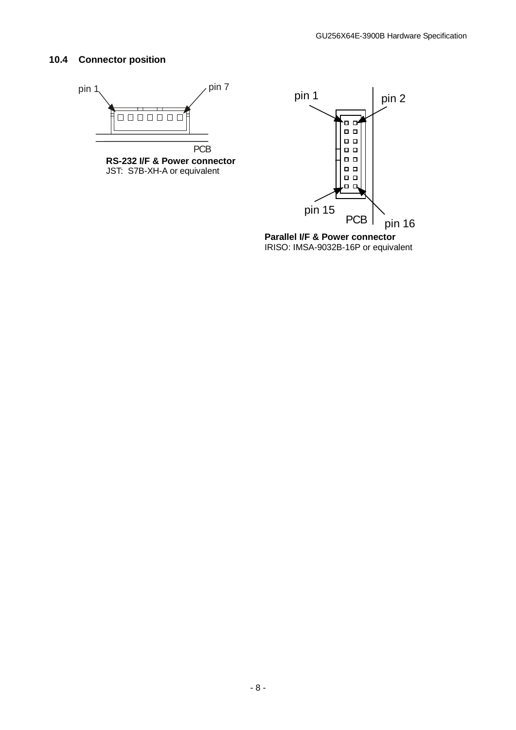## 10.4 Connector position

pin 1 pin 7

PCB

**RS-232 I/F & Power connector**
JST: S7B-XH-A or equivalent

pin 1 pin 2

pin 15 PCB pin 16

**Parallel I/F & Power connector**
IRISO: IMSA-9032B-16P or equivalent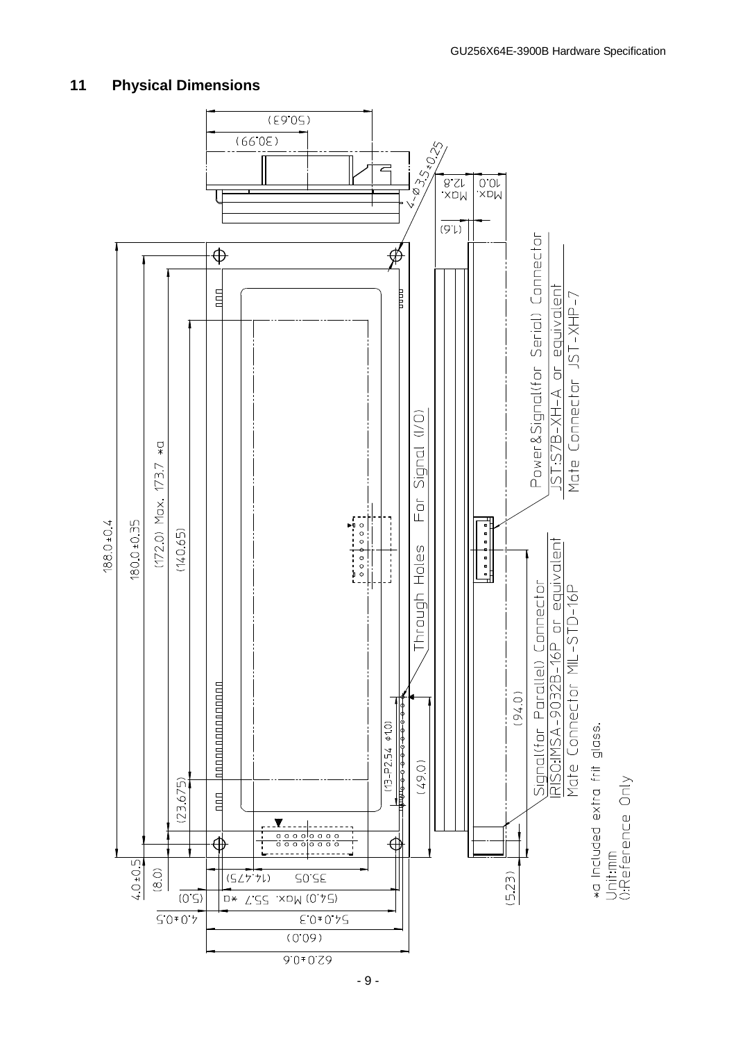## 11 Physical Dimensions

(50.63)

(30.99)

4-φ3.5±0.25

Max. 12.8

Max. 10.0

(1.6)

Power&Signal(for Serial) Connector
JST:S7B-XH-A or equivalent
Mate Connector JST-XHP-7

Through Holes For Signal (I/O)

188.0±0.4

180.0±0.35

(172.0) Max. 173.7 *a

(140.65)

(13-P2.54 φ1.0)

(49.0)

(94.0)

(23.675)

Signal(for Parallel) Connector
RISO:MSA-9032B-16P or equivalent
Mate Connector MIL-STD-16P

*a Included extra frit glass.

Unit:mm
():Reference Only

4.0±0.5

(8.0)

(14.475)

35.05

(5.0)

(54.0) Max. 55.7 *a

4.0±0.5

54.0±0.3

(60.0)

62.0±0.6

(5.23)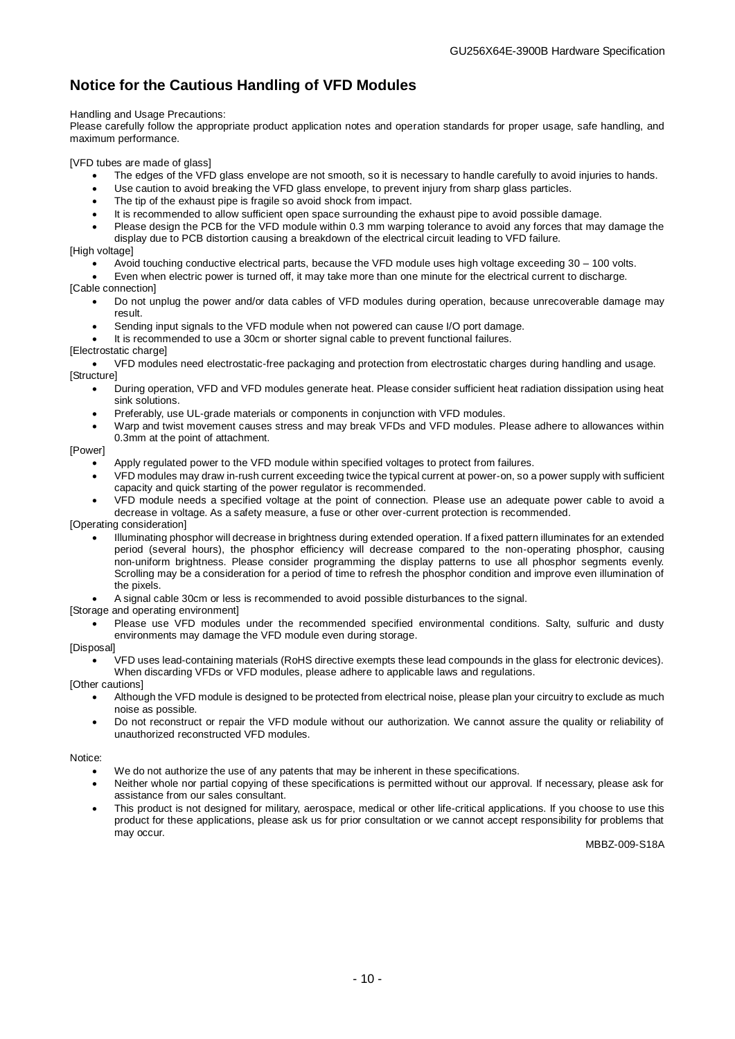## Notice for the Cautious Handling of VFD Modules

Handling and Usage Precautions:
Please carefully follow the appropriate product application notes and operation standards for proper usage, safe handling, and maximum performance.

[VFD tubes are made of glass]

- The edges of the VFD glass envelope are not smooth, so it is necessary to handle carefully to avoid injuries to hands.
- Use caution to avoid breaking the VFD glass envelope, to prevent injury from sharp glass particles.
- The tip of the exhaust pipe is fragile so avoid shock from impact.
- It is recommended to allow sufficient open space surrounding the exhaust pipe to avoid possible damage.
- Please design the PCB for the VFD module within 0.3 mm warping tolerance to avoid any forces that may damage the display due to PCB distortion causing a breakdown of the electrical circuit leading to VFD failure.

[High voltage]

- Avoid touching conductive electrical parts, because the VFD module uses high voltage exceeding 30 – 100 volts.
- Even when electric power is turned off, it may take more than one minute for the electrical current to discharge.

[Cable connection]

- Do not unplug the power and/or data cables of VFD modules during operation, because unrecoverable damage may result.
- Sending input signals to the VFD module when not powered can cause I/O port damage.
- It is recommended to use a 30cm or shorter signal cable to prevent functional failures.

[Electrostatic charge]

- VFD modules need electrostatic-free packaging and protection from electrostatic charges during handling and usage.

[Structure]

- During operation, VFD and VFD modules generate heat. Please consider sufficient heat radiation dissipation using heat sink solutions.
- Preferably, use UL-grade materials or components in conjunction with VFD modules.
- Warp and twist movement causes stress and may break VFDs and VFD modules. Please adhere to allowances within 0.3mm at the point of attachment.

[Power]

- Apply regulated power to the VFD module within specified voltages to protect from failures.
- VFD modules may draw in-rush current exceeding twice the typical current at power-on, so a power supply with sufficient capacity and quick starting of the power regulator is recommended.
- VFD module needs a specified voltage at the point of connection. Please use an adequate power cable to avoid a decrease in voltage. As a safety measure, a fuse or other over-current protection is recommended.

[Operating consideration]

- Illuminating phosphor will decrease in brightness during extended operation. If a fixed pattern illuminates for an extended period (several hours), the phosphor efficiency will decrease compared to the non-operating phosphor, causing non-uniform brightness. Please consider programming the display patterns to use all phosphor segments evenly. Scrolling may be a consideration for a period of time to refresh the phosphor condition and improve even illumination of the pixels.
- A signal cable 30cm or less is recommended to avoid possible disturbances to the signal.

[Storage and operating environment]

- Please use VFD modules under the recommended specified environmental conditions. Salty, sulfuric and dusty environments may damage the VFD module even during storage.

[Disposal]

- VFD uses lead-containing materials (RoHS directive exempts these lead compounds in the glass for electronic devices). When discarding VFDs or VFD modules, please adhere to applicable laws and regulations.

[Other cautions]

- Although the VFD module is designed to be protected from electrical noise, please plan your circuitry to exclude as much noise as possible.
- Do not reconstruct or repair the VFD module without our authorization. We cannot assure the quality or reliability of unauthorized reconstructed VFD modules.

Notice:

- We do not authorize the use of any patents that may be inherent in these specifications.
- Neither whole nor partial copying of these specifications is permitted without our approval. If necessary, please ask for assistance from our sales consultant.
- This product is not designed for military, aerospace, medical or other life-critical applications. If you choose to use this product for these applications, please ask us for prior consultation or we cannot accept responsibility for problems that may occur.

MBBZ-009-S18A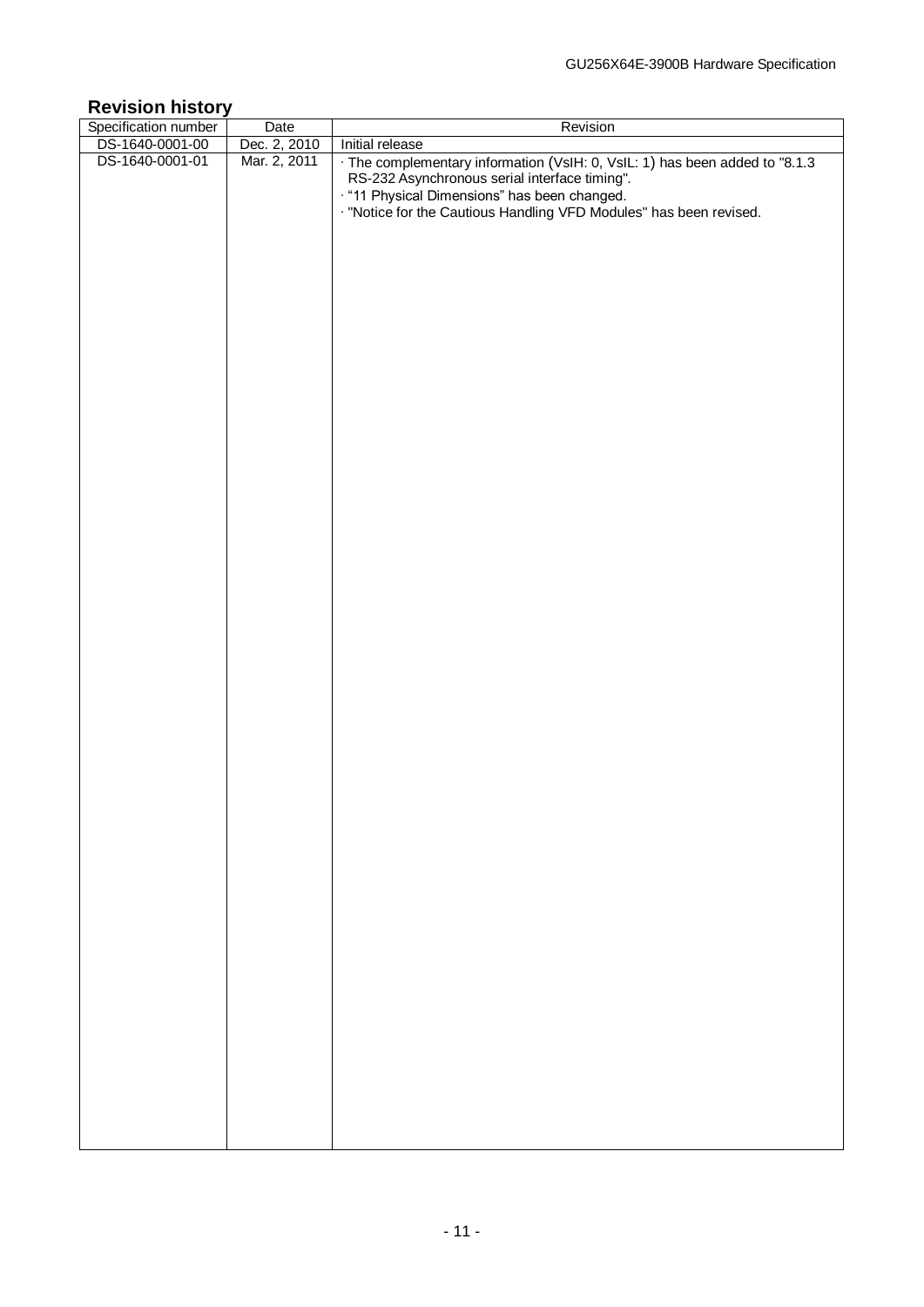## Revision history

| Specification number | Date | Revision |
|---|---|---|
| DS-1640-0001-00 | Dec. 2, 2010 | Initial release |
| DS-1640-0001-01 | Mar. 2, 2011 | · The complementary information (VsIH: 0, VsIL: 1) has been added to "8.1.3 RS-232 Asynchronous serial interface timing".<br>· "11 Physical Dimensions" has been changed.<br>· "Notice for the Cautious Handling VFD Modules" has been revised. |